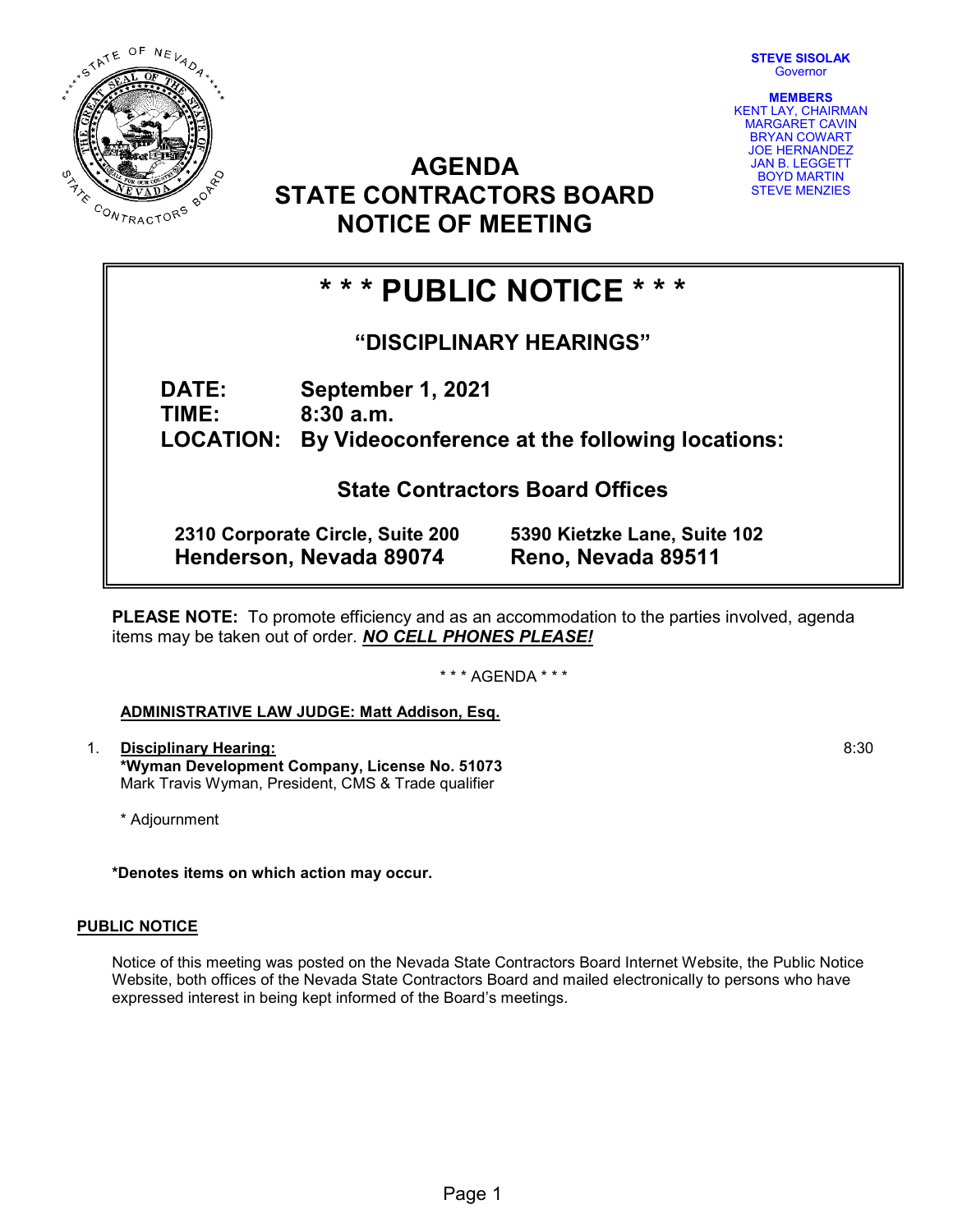**STEVE SISOLAK**
Governor

**MEMBERS**
KENT LAY, CHAIRMAN
MARGARET CAVIN
BRYAN COWART
JOE HERNANDEZ
JAN B. LEGGETT
BOYD MARTIN
STEVE MENZIES

# AGENDA
# STATE CONTRACTORS BOARD
# NOTICE OF MEETING

## * * * PUBLIC NOTICE * * *

### "DISCIPLINARY HEARINGS"

**DATE:** September 1, 2021
**TIME:** 8:30 a.m.
**LOCATION:** By Videoconference at the following locations:

**State Contractors Board Offices**

**2310 Corporate Circle, Suite 200**
**Henderson, Nevada 89074**

**5390 Kietzke Lane, Suite 102**
**Reno, Nevada 89511**

**PLEASE NOTE:** To promote efficiency and as an accommodation to the parties involved, agenda items may be taken out of order. ***NO CELL PHONES PLEASE!***

* * * AGENDA * * *

**ADMINISTRATIVE LAW JUDGE: Matt Addison, Esq.**

1. **Disciplinary Hearing:** 8:30
   ***Wyman Development Company, License No. 51073**
   Mark Travis Wyman, President, CMS & Trade qualifier

   * Adjournment

***Denotes items on which action may occur.**

**PUBLIC NOTICE**

Notice of this meeting was posted on the Nevada State Contractors Board Internet Website, the Public Notice Website, both offices of the Nevada State Contractors Board and mailed electronically to persons who have expressed interest in being kept informed of the Board's meetings.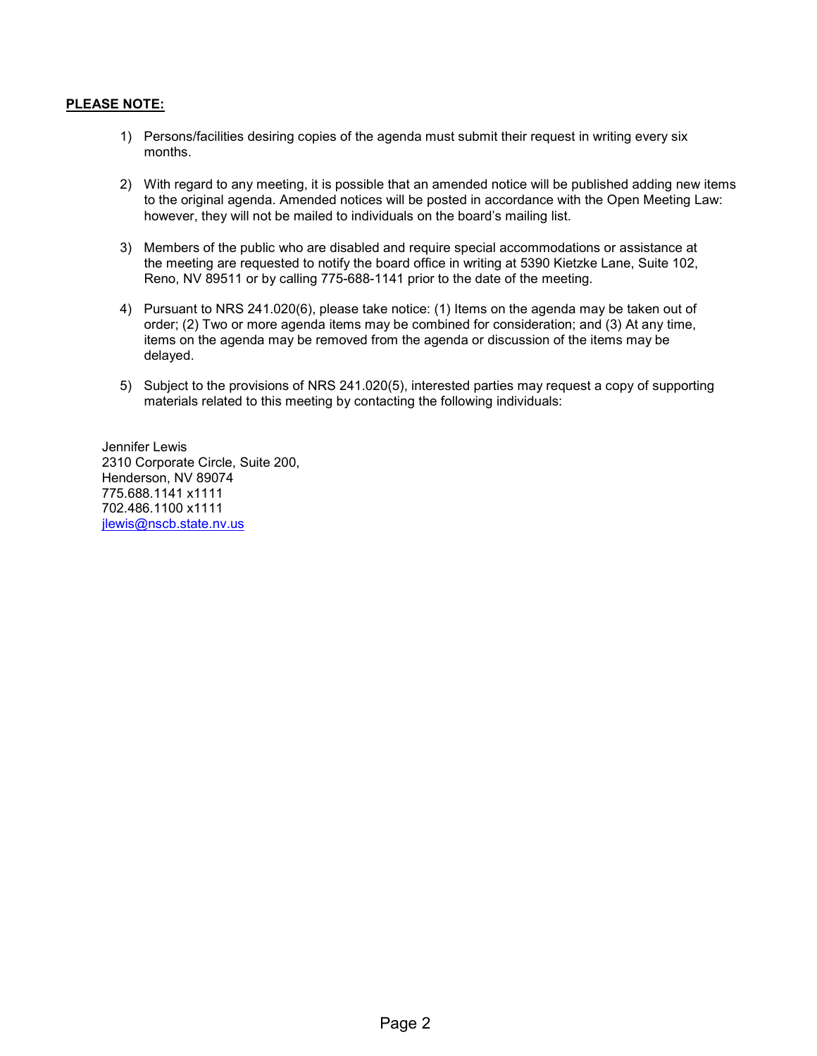**PLEASE NOTE:**

1) Persons/facilities desiring copies of the agenda must submit their request in writing every six months.

2) With regard to any meeting, it is possible that an amended notice will be published adding new items to the original agenda. Amended notices will be posted in accordance with the Open Meeting Law: however, they will not be mailed to individuals on the board's mailing list.

3) Members of the public who are disabled and require special accommodations or assistance at the meeting are requested to notify the board office in writing at 5390 Kietzke Lane, Suite 102, Reno, NV 89511 or by calling 775-688-1141 prior to the date of the meeting.

4) Pursuant to NRS 241.020(6), please take notice: (1) Items on the agenda may be taken out of order; (2) Two or more agenda items may be combined for consideration; and (3) At any time, items on the agenda may be removed from the agenda or discussion of the items may be delayed.

5) Subject to the provisions of NRS 241.020(5), interested parties may request a copy of supporting materials related to this meeting by contacting the following individuals:

Jennifer Lewis
2310 Corporate Circle, Suite 200,
Henderson, NV 89074
775.688.1141 x1111
702.486.1100 x1111
jlewis@nscb.state.nv.us